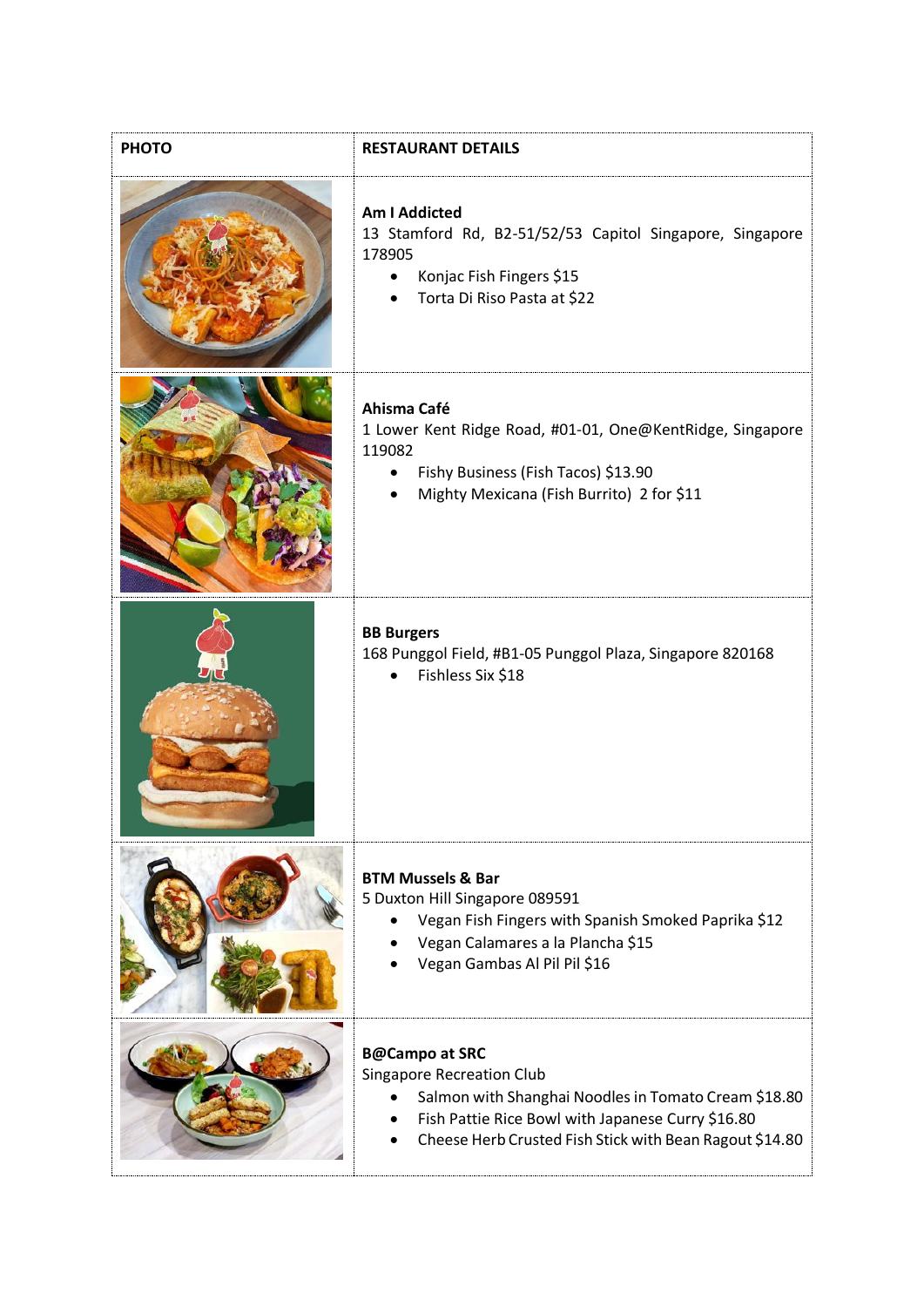| PHOTO | RESTAURANT DETAILS |
| --- | --- |
| | **Am I Addicted**<br>13 Stamford Rd, B2-51/52/53 Capitol Singapore, Singapore 178905<br>• Konjac Fish Fingers $15<br>• Torta Di Riso Pasta at $22 |
| | **Ahisma Café**<br>1 Lower Kent Ridge Road, #01-01, One@KentRidge, Singapore 119082<br>• Fishy Business (Fish Tacos) $13.90<br>• Mighty Mexicana (Fish Burrito) 2 for $11 |
| | **BB Burgers**<br>168 Punggol Field, #B1-05 Punggol Plaza, Singapore 820168<br>• Fishless Six $18 |
| | **BTM Mussels & Bar**<br>5 Duxton Hill Singapore 089591<br>• Vegan Fish Fingers with Spanish Smoked Paprika $12<br>• Vegan Calamares a la Plancha $15<br>• Vegan Gambas Al Pil Pil $16 |
| | **B@Campo at SRC**<br>Singapore Recreation Club<br>• Salmon with Shanghai Noodles in Tomato Cream $18.80<br>• Fish Pattie Rice Bowl with Japanese Curry $16.80<br>• Cheese Herb Crusted Fish Stick with Bean Ragout $14.80 |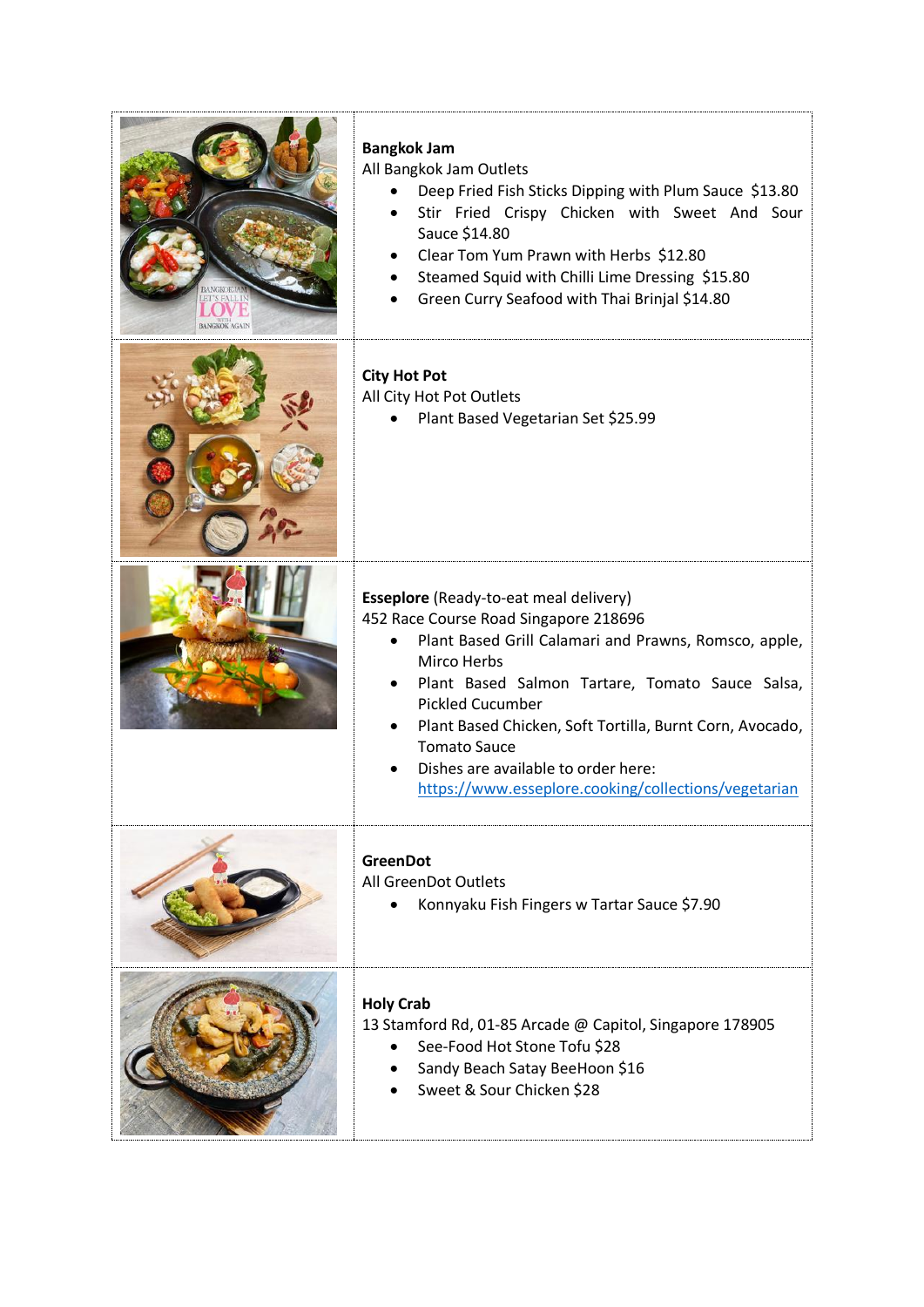**Bangkok Jam**
All Bangkok Jam Outlets

- Deep Fried Fish Sticks Dipping with Plum Sauce $13.80
- Stir Fried Crispy Chicken with Sweet And Sour Sauce $14.80
- Clear Tom Yum Prawn with Herbs $12.80
- Steamed Squid with Chilli Lime Dressing $15.80
- Green Curry Seafood with Thai Brinjal $14.80

**City Hot Pot**
All City Hot Pot Outlets

- Plant Based Vegetarian Set $25.99

**Esseplore** (Ready-to-eat meal delivery)
452 Race Course Road Singapore 218696

- Plant Based Grill Calamari and Prawns, Romsco, apple, Mirco Herbs
- Plant Based Salmon Tartare, Tomato Sauce Salsa, Pickled Cucumber
- Plant Based Chicken, Soft Tortilla, Burnt Corn, Avocado, Tomato Sauce
- Dishes are available to order here: https://www.esseplore.cooking/collections/vegetarian

**GreenDot**
All GreenDot Outlets

- Konnyaku Fish Fingers w Tartar Sauce $7.90

**Holy Crab**
13 Stamford Rd, 01-85 Arcade @ Capitol, Singapore 178905

- See-Food Hot Stone Tofu $28
- Sandy Beach Satay BeeHoon $16
- Sweet & Sour Chicken $28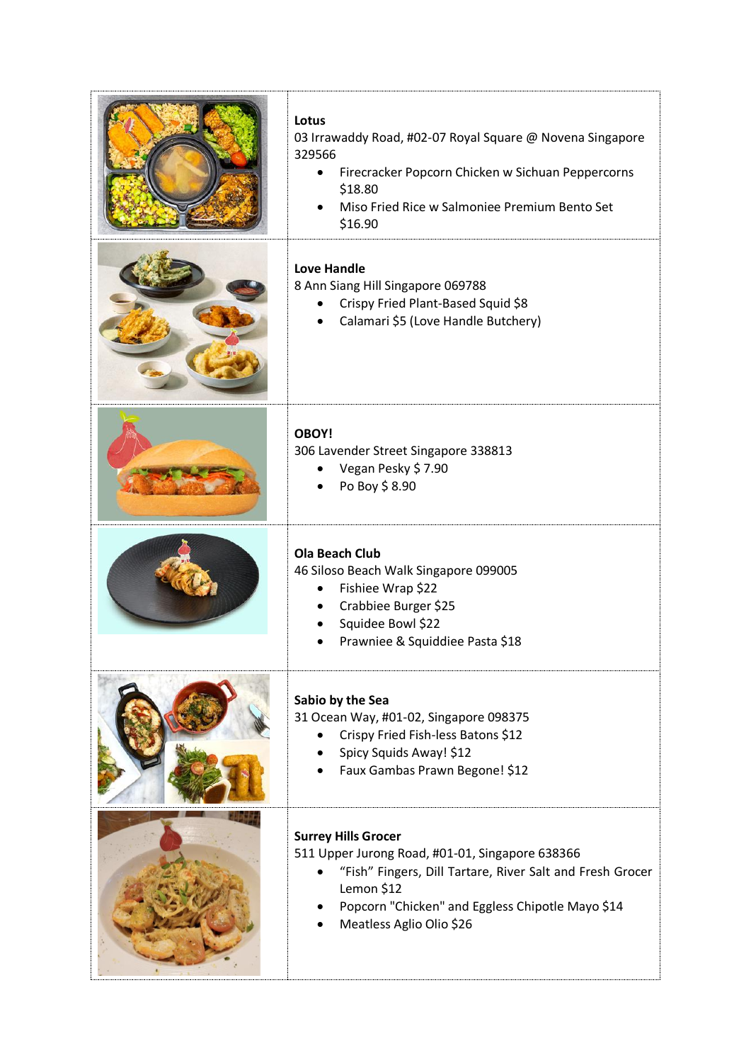**Lotus**
03 Irrawaddy Road, #02-07 Royal Square @ Novena Singapore 329566

- Firecracker Popcorn Chicken w Sichuan Peppercorns $18.80
- Miso Fried Rice w Salmoniee Premium Bento Set $16.90

**Love Handle**
8 Ann Siang Hill Singapore 069788

- Crispy Fried Plant-Based Squid $8
- Calamari $5 (Love Handle Butchery)

**OBOY!**
306 Lavender Street Singapore 338813

- Vegan Pesky $ 7.90
- Po Boy $ 8.90

**Ola Beach Club**
46 Siloso Beach Walk Singapore 099005

- Fishiee Wrap $22
- Crabbiee Burger $25
- Squidee Bowl $22
- Prawniee & Squiddiee Pasta $18

**Sabio by the Sea**
31 Ocean Way, #01-02, Singapore 098375

- Crispy Fried Fish-less Batons $12
- Spicy Squids Away! $12
- Faux Gambas Prawn Begone! $12

**Surrey Hills Grocer**
511 Upper Jurong Road, #01-01, Singapore 638366

- "Fish" Fingers, Dill Tartare, River Salt and Fresh Grocer Lemon $12
- Popcorn "Chicken" and Eggless Chipotle Mayo $14
- Meatless Aglio Olio $26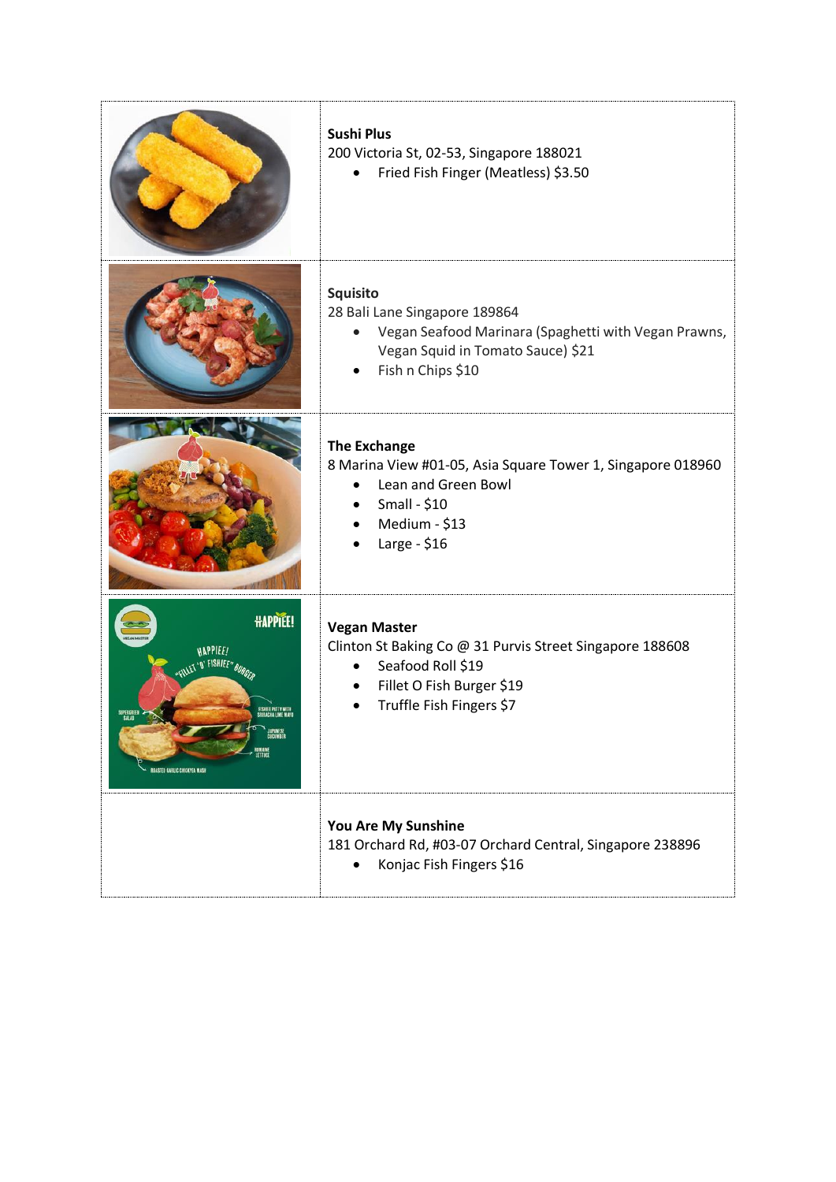| | |
|---|---|
| | **Sushi Plus**<br>200 Victoria St, 02-53, Singapore 188021<br>• Fried Fish Finger (Meatless) $3.50 |
| | **Squisito**<br>28 Bali Lane Singapore 189864<br>• Vegan Seafood Marinara (Spaghetti with Vegan Prawns, Vegan Squid in Tomato Sauce) $21<br>• Fish n Chips $10 |
| | **The Exchange**<br>8 Marina View #01-05, Asia Square Tower 1, Singapore 018960<br>• Lean and Green Bowl<br>• Small - $10<br>• Medium - $13<br>• Large - $16 |
| | **Vegan Master**<br>Clinton St Baking Co @ 31 Purvis Street Singapore 188608<br>• Seafood Roll $19<br>• Fillet O Fish Burger $19<br>• Truffle Fish Fingers $7 |
| | **You Are My Sunshine**<br>181 Orchard Rd, #03-07 Orchard Central, Singapore 238896<br>• Konjac Fish Fingers $16 |